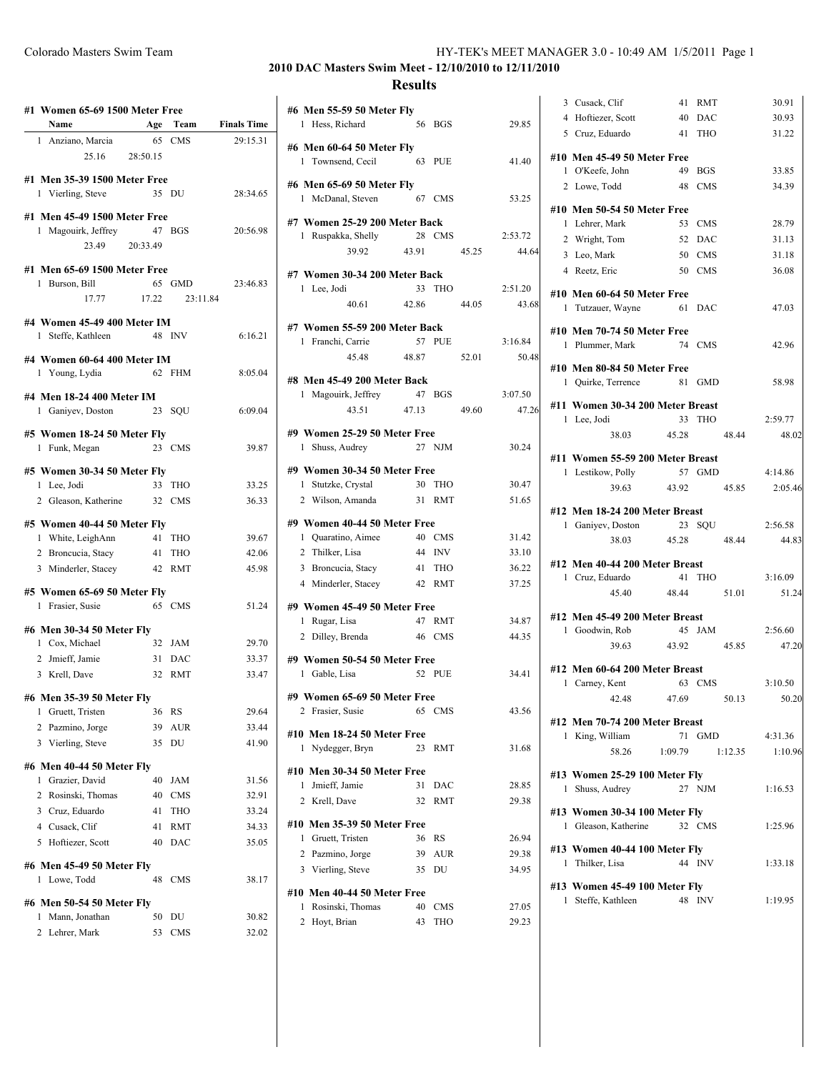## 2010 DAC Masters Swim Meet - 12/10/2010 to 12/11/2010

## Results

### #1 Women 65-69 1500 Meter Free

| Name | Age | Team | Finals Time |
|---|---|---|---|
| 1 Anziano, Marcia | 65 | CMS | 29:15.31 |
| 25.16 28:50.15 | | | |

### #1 Men 35-39 1500 Meter Free

| Name | Age | Team | Finals Time |
|---|---|---|---|
| 1 Vierling, Steve | 35 | DU | 28:34.65 |

### #1 Men 45-49 1500 Meter Free

| Name | Age | Team | Finals Time |
|---|---|---|---|
| 1 Magouirk, Jeffrey | 47 | BGS | 20:56.98 |
| 23.49 20:33.49 | | | |

### #1 Men 65-69 1500 Meter Free

| Name | Age | Team | Finals Time |
|---|---|---|---|
| 1 Burson, Bill | 65 | GMD | 23:46.83 |
| 17.77 17.22 23:11.84 | | | |

### #4 Women 45-49 400 Meter IM

| Name | Age | Team | Finals Time |
|---|---|---|---|
| 1 Steffe, Kathleen | 48 | INV | 6:16.21 |

### #4 Women 60-64 400 Meter IM

| Name | Age | Team | Finals Time |
|---|---|---|---|
| 1 Young, Lydia | 62 | FHM | 8:05.04 |

### #4 Men 18-24 400 Meter IM

| Name | Age | Team | Finals Time |
|---|---|---|---|
| 1 Ganiyev, Doston | 23 | SQU | 6:09.04 |

### #5 Women 18-24 50 Meter Fly

| Name | Age | Team | Finals Time |
|---|---|---|---|
| 1 Funk, Megan | 23 | CMS | 39.87 |

### #5 Women 30-34 50 Meter Fly

| Name | Age | Team | Finals Time |
|---|---|---|---|
| 1 Lee, Jodi | 33 | THO | 33.25 |
| 2 Gleason, Katherine | 32 | CMS | 36.33 |

### #5 Women 40-44 50 Meter Fly

| Name | Age | Team | Finals Time |
|---|---|---|---|
| 1 White, LeighAnn | 41 | THO | 39.67 |
| 2 Broncucia, Stacy | 41 | THO | 42.06 |
| 3 Minderler, Stacey | 42 | RMT | 45.98 |

### #5 Women 65-69 50 Meter Fly

| Name | Age | Team | Finals Time |
|---|---|---|---|
| 1 Frasier, Susie | 65 | CMS | 51.24 |

### #6 Men 30-34 50 Meter Fly

| Name | Age | Team | Finals Time |
|---|---|---|---|
| 1 Cox, Michael | 32 | JAM | 29.70 |
| 2 Jmieff, Jamie | 31 | DAC | 33.37 |
| 3 Krell, Dave | 32 | RMT | 33.47 |

### #6 Men 35-39 50 Meter Fly

| Name | Age | Team | Finals Time |
|---|---|---|---|
| 1 Gruett, Tristen | 36 | RS | 29.64 |
| 2 Pazmino, Jorge | 39 | AUR | 33.44 |
| 3 Vierling, Steve | 35 | DU | 41.90 |

### #6 Men 40-44 50 Meter Fly

| Name | Age | Team | Finals Time |
|---|---|---|---|
| 1 Grazier, David | 40 | JAM | 31.56 |
| 2 Rosinski, Thomas | 40 | CMS | 32.91 |
| 3 Cruz, Eduardo | 41 | THO | 33.24 |
| 4 Cusack, Clif | 41 | RMT | 34.33 |
| 5 Hoftiezer, Scott | 40 | DAC | 35.05 |

### #6 Men 45-49 50 Meter Fly

| Name | Age | Team | Finals Time |
|---|---|---|---|
| 1 Lowe, Todd | 48 | CMS | 38.17 |

### #6 Men 50-54 50 Meter Fly

| Name | Age | Team | Finals Time |
|---|---|---|---|
| 1 Mann, Jonathan | 50 | DU | 30.82 |
| 2 Lehrer, Mark | 53 | CMS | 32.02 |

### #6 Men 55-59 50 Meter Fly

| Name | Age | Team | Finals Time |
|---|---|---|---|
| 1 Hess, Richard | 56 | BGS | 29.85 |

### #6 Men 60-64 50 Meter Fly

| Name | Age | Team | Finals Time |
|---|---|---|---|
| 1 Townsend, Cecil | 63 | PUE | 41.40 |

### #6 Men 65-69 50 Meter Fly

| Name | Age | Team | Finals Time |
|---|---|---|---|
| 1 McDanal, Steven | 67 | CMS | 53.25 |

### #7 Women 25-29 200 Meter Back

| Name | Age | Team | Finals Time |
|---|---|---|---|
| 1 Ruspakka, Shelly | 28 | CMS | 2:53.72 |
| 39.92 43.91 45.25 44.64 | | | |

### #7 Women 30-34 200 Meter Back

| Name | Age | Team | Finals Time |
|---|---|---|---|
| 1 Lee, Jodi | 33 | THO | 2:51.20 |
| 40.61 42.86 44.05 43.68 | | | |

### #7 Women 55-59 200 Meter Back

| Name | Age | Team | Finals Time |
|---|---|---|---|
| 1 Franchi, Carrie | 57 | PUE | 3:16.84 |
| 45.48 48.87 52.01 50.48 | | | |

### #8 Men 45-49 200 Meter Back

| Name | Age | Team | Finals Time |
|---|---|---|---|
| 1 Magouirk, Jeffrey | 47 | BGS | 3:07.50 |
| 43.51 47.13 49.60 47.26 | | | |

### #9 Women 25-29 50 Meter Free

| Name | Age | Team | Finals Time |
|---|---|---|---|
| 1 Shuss, Audrey | 27 | NJM | 30.24 |

### #9 Women 30-34 50 Meter Free

| Name | Age | Team | Finals Time |
|---|---|---|---|
| 1 Stutzke, Crystal | 30 | THO | 30.47 |
| 2 Wilson, Amanda | 31 | RMT | 51.65 |

### #9 Women 40-44 50 Meter Free

| Name | Age | Team | Finals Time |
|---|---|---|---|
| 1 Quaratino, Aimee | 40 | CMS | 31.42 |
| 2 Thilker, Lisa | 44 | INV | 33.10 |
| 3 Broncucia, Stacy | 41 | THO | 36.22 |
| 4 Minderler, Stacey | 42 | RMT | 37.25 |

### #9 Women 45-49 50 Meter Free

| Name | Age | Team | Finals Time |
|---|---|---|---|
| 1 Rugar, Lisa | 47 | RMT | 34.87 |
| 2 Dilley, Brenda | 46 | CMS | 44.35 |

### #9 Women 50-54 50 Meter Free

| Name | Age | Team | Finals Time |
|---|---|---|---|
| 1 Gable, Lisa | 52 | PUE | 34.41 |

### #9 Women 65-69 50 Meter Free

| Name | Age | Team | Finals Time |
|---|---|---|---|
| 2 Frasier, Susie | 65 | CMS | 43.56 |

### #10 Men 18-24 50 Meter Free

| Name | Age | Team | Finals Time |
|---|---|---|---|
| 1 Nydegger, Bryn | 23 | RMT | 31.68 |

### #10 Men 30-34 50 Meter Free

| Name | Age | Team | Finals Time |
|---|---|---|---|
| 1 Jmieff, Jamie | 31 | DAC | 28.85 |
| 2 Krell, Dave | 32 | RMT | 29.38 |

### #10 Men 35-39 50 Meter Free

| Name | Age | Team | Finals Time |
|---|---|---|---|
| 1 Gruett, Tristen | 36 | RS | 26.94 |
| 2 Pazmino, Jorge | 39 | AUR | 29.38 |
| 3 Vierling, Steve | 35 | DU | 34.95 |

### #10 Men 40-44 50 Meter Free

| Name | Age | Team | Finals Time |
|---|---|---|---|
| 1 Rosinski, Thomas | 40 | CMS | 27.05 |
| 2 Hoyt, Brian | 43 | THO | 29.23 |
| 3 Cusack, Clif | 41 | RMT | 30.91 |
| 4 Hoftiezer, Scott | 40 | DAC | 30.93 |
| 5 Cruz, Eduardo | 41 | THO | 31.22 |

### #10 Men 45-49 50 Meter Free

| Name | Age | Team | Finals Time |
|---|---|---|---|
| 1 O'Keefe, John | 49 | BGS | 33.85 |
| 2 Lowe, Todd | 48 | CMS | 34.39 |

### #10 Men 50-54 50 Meter Free

| Name | Age | Team | Finals Time |
|---|---|---|---|
| 1 Lehrer, Mark | 53 | CMS | 28.79 |
| 2 Wright, Tom | 52 | DAC | 31.13 |
| 3 Leo, Mark | 50 | CMS | 31.18 |
| 4 Reetz, Eric | 50 | CMS | 36.08 |

### #10 Men 60-64 50 Meter Free

| Name | Age | Team | Finals Time |
|---|---|---|---|
| 1 Tutzauer, Wayne | 61 | DAC | 47.03 |

### #10 Men 70-74 50 Meter Free

| Name | Age | Team | Finals Time |
|---|---|---|---|
| 1 Plummer, Mark | 74 | CMS | 42.96 |

### #10 Men 80-84 50 Meter Free

| Name | Age | Team | Finals Time |
|---|---|---|---|
| 1 Quirke, Terrence | 81 | GMD | 58.98 |

### #11 Women 30-34 200 Meter Breast

| Name | Age | Team | Finals Time |
|---|---|---|---|
| 1 Lee, Jodi | 33 | THO | 2:59.77 |
| 38.03 45.28 48.44 48.02 | | | |

### #11 Women 55-59 200 Meter Breast

| Name | Age | Team | Finals Time |
|---|---|---|---|
| 1 Lestikow, Polly | 57 | GMD | 4:14.86 |
| 39.63 43.92 45.85 2:05.46 | | | |

### #12 Men 18-24 200 Meter Breast

| Name | Age | Team | Finals Time |
|---|---|---|---|
| 1 Ganiyev, Doston | 23 | SQU | 2:56.58 |
| 38.03 45.28 48.44 44.83 | | | |

### #12 Men 40-44 200 Meter Breast

| Name | Age | Team | Finals Time |
|---|---|---|---|
| 1 Cruz, Eduardo | 41 | THO | 3:16.09 |
| 45.40 48.44 51.01 51.24 | | | |

### #12 Men 45-49 200 Meter Breast

| Name | Age | Team | Finals Time |
|---|---|---|---|
| 1 Goodwin, Rob | 45 | JAM | 2:56.60 |
| 39.63 43.92 45.85 47.20 | | | |

### #12 Men 60-64 200 Meter Breast

| Name | Age | Team | Finals Time |
|---|---|---|---|
| 1 Carney, Kent | 63 | CMS | 3:10.50 |
| 42.48 47.69 50.13 50.20 | | | |

### #12 Men 70-74 200 Meter Breast

| Name | Age | Team | Finals Time |
|---|---|---|---|
| 1 King, William | 71 | GMD | 4:31.36 |
| 58.26 1:09.79 1:12.35 1:10.96 | | | |

### #13 Women 25-29 100 Meter Fly

| Name | Age | Team | Finals Time |
|---|---|---|---|
| 1 Shuss, Audrey | 27 | NJM | 1:16.53 |

### #13 Women 30-34 100 Meter Fly

| Name | Age | Team | Finals Time |
|---|---|---|---|
| 1 Gleason, Katherine | 32 | CMS | 1:25.96 |

### #13 Women 40-44 100 Meter Fly

| Name | Age | Team | Finals Time |
|---|---|---|---|
| 1 Thilker, Lisa | 44 | INV | 1:33.18 |

### #13 Women 45-49 100 Meter Fly

| Name | Age | Team | Finals Time |
|---|---|---|---|
| 1 Steffe, Kathleen | 48 | INV | 1:19.95 |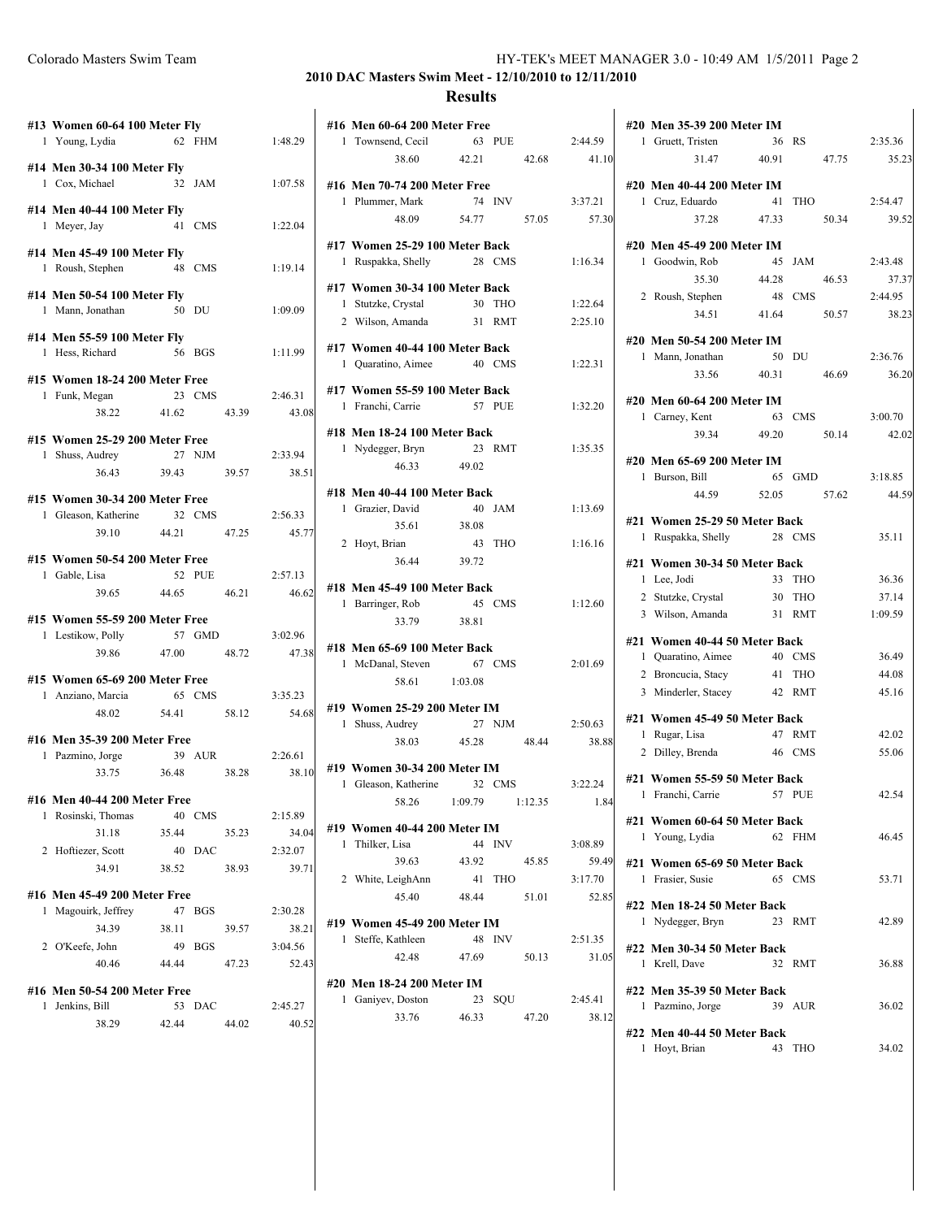**2010 DAC Masters Swim Meet - 12/10/2010 to 12/11/2010**

## Results

### #13 Women 60-64 100 Meter Fly
1 Young, Lydia 62 FHM 1:48.29

### #14 Men 30-34 100 Meter Fly
1 Cox, Michael 32 JAM 1:07.58

### #14 Men 40-44 100 Meter Fly
1 Meyer, Jay 41 CMS 1:22.04

### #14 Men 45-49 100 Meter Fly
1 Roush, Stephen 48 CMS 1:19.14

### #14 Men 50-54 100 Meter Fly
1 Mann, Jonathan 50 DU 1:09.09

### #14 Men 55-59 100 Meter Fly
1 Hess, Richard 56 BGS 1:11.99

### #15 Women 18-24 200 Meter Free
1 Funk, Megan 23 CMS 2:46.31
38.22 41.62 43.39 43.08

### #15 Women 25-29 200 Meter Free
1 Shuss, Audrey 27 NJM 2:33.94
36.43 39.43 39.57 38.51

### #15 Women 30-34 200 Meter Free
1 Gleason, Katherine 32 CMS 2:56.33
39.10 44.21 47.25 45.77

### #15 Women 50-54 200 Meter Free
1 Gable, Lisa 52 PUE 2:57.13
39.65 44.65 46.21 46.62

### #15 Women 55-59 200 Meter Free
1 Lestikow, Polly 57 GMD 3:02.96
39.86 47.00 48.72 47.38

### #15 Women 65-69 200 Meter Free
1 Anziano, Marcia 65 CMS 3:35.23
48.02 54.41 58.12 54.68

### #16 Men 35-39 200 Meter Free
1 Pazmino, Jorge 39 AUR 2:26.61
33.75 36.48 38.28 38.10

### #16 Men 40-44 200 Meter Free
1 Rosinski, Thomas 40 CMS 2:15.89
31.18 35.44 35.23 34.04
2 Hoftiezer, Scott 40 DAC 2:32.07
34.91 38.52 38.93 39.71

### #16 Men 45-49 200 Meter Free
1 Magouirk, Jeffrey 47 BGS 2:30.28
34.39 38.11 39.57 38.21
2 O'Keefe, John 49 BGS 3:04.56
40.46 44.44 47.23 52.43

### #16 Men 50-54 200 Meter Free
1 Jenkins, Bill 53 DAC 2:45.27
38.29 42.44 44.02 40.52

### #16 Men 60-64 200 Meter Free
1 Townsend, Cecil 63 PUE 2:44.59
38.60 42.21 42.68 41.10

### #16 Men 70-74 200 Meter Free
1 Plummer, Mark 74 INV 3:37.21
48.09 54.77 57.05 57.30

### #17 Women 25-29 100 Meter Back
1 Ruspakka, Shelly 28 CMS 1:16.34

### #17 Women 30-34 100 Meter Back
1 Stutzke, Crystal 30 THO 1:22.64
2 Wilson, Amanda 31 RMT 2:25.10

### #17 Women 40-44 100 Meter Back
1 Quaratino, Aimee 40 CMS 1:22.31

### #17 Women 55-59 100 Meter Back
1 Franchi, Carrie 57 PUE 1:32.20

### #18 Men 18-24 100 Meter Back
1 Nydegger, Bryn 23 RMT 1:35.35
46.33 49.02

### #18 Men 40-44 100 Meter Back
1 Grazier, David 40 JAM 1:13.69
35.61 38.08
2 Hoyt, Brian 43 THO 1:16.16
36.44 39.72

### #18 Men 45-49 100 Meter Back
1 Barringer, Rob 45 CMS 1:12.60
33.79 38.81

### #18 Men 65-69 100 Meter Back
1 McDanal, Steven 67 CMS 2:01.69
58.61 1:03.08

### #19 Women 25-29 200 Meter IM
1 Shuss, Audrey 27 NJM 2:50.63
38.03 45.28 48.44 38.88

### #19 Women 30-34 200 Meter IM
1 Gleason, Katherine 32 CMS 3:22.24
58.26 1:09.79 1:12.35 1.84

### #19 Women 40-44 200 Meter IM
1 Thilker, Lisa 44 INV 3:08.89
39.63 43.92 45.85 59.49
2 White, LeighAnn 41 THO 3:17.70
45.40 48.44 51.01 52.85

### #19 Women 45-49 200 Meter IM
1 Steffe, Kathleen 48 INV 2:51.35
42.48 47.69 50.13 31.05

### #20 Men 18-24 200 Meter IM
1 Ganiyev, Doston 23 SQU 2:45.41
33.76 46.33 47.20 38.12

### #20 Men 35-39 200 Meter IM
1 Gruett, Tristen 36 RS 2:35.36
31.47 40.91 47.75 35.23

### #20 Men 40-44 200 Meter IM
1 Cruz, Eduardo 41 THO 2:54.47
37.28 47.33 50.34 39.52

### #20 Men 45-49 200 Meter IM
1 Goodwin, Rob 45 JAM 2:43.48
35.30 44.28 46.53 37.37
2 Roush, Stephen 48 CMS 2:44.95
34.51 41.64 50.57 38.23

### #20 Men 50-54 200 Meter IM
1 Mann, Jonathan 50 DU 2:36.76
33.56 40.31 46.69 36.20

### #20 Men 60-64 200 Meter IM
1 Carney, Kent 63 CMS 3:00.70
39.34 49.20 50.14 42.02

### #20 Men 65-69 200 Meter IM
1 Burson, Bill 65 GMD 3:18.85
44.59 52.05 57.62 44.59

### #21 Women 25-29 50 Meter Back
1 Ruspakka, Shelly 28 CMS 35.11

### #21 Women 30-34 50 Meter Back
1 Lee, Jodi 33 THO 36.36
2 Stutzke, Crystal 30 THO 37.14
3 Wilson, Amanda 31 RMT 1:09.59

### #21 Women 40-44 50 Meter Back
1 Quaratino, Aimee 40 CMS 36.49
2 Broncucia, Stacy 41 THO 44.08
3 Minderler, Stacey 42 RMT 45.16

### #21 Women 45-49 50 Meter Back
1 Rugar, Lisa 47 RMT 42.02
2 Dilley, Brenda 46 CMS 55.06

### #21 Women 55-59 50 Meter Back
1 Franchi, Carrie 57 PUE 42.54

### #21 Women 60-64 50 Meter Back
1 Young, Lydia 62 FHM 46.45

### #21 Women 65-69 50 Meter Back
1 Frasier, Susie 65 CMS 53.71

### #22 Men 18-24 50 Meter Back
1 Nydegger, Bryn 23 RMT 42.89

### #22 Men 30-34 50 Meter Back
1 Krell, Dave 32 RMT 36.88

### #22 Men 35-39 50 Meter Back
1 Pazmino, Jorge 39 AUR 36.02

### #22 Men 40-44 50 Meter Back
1 Hoyt, Brian 43 THO 34.02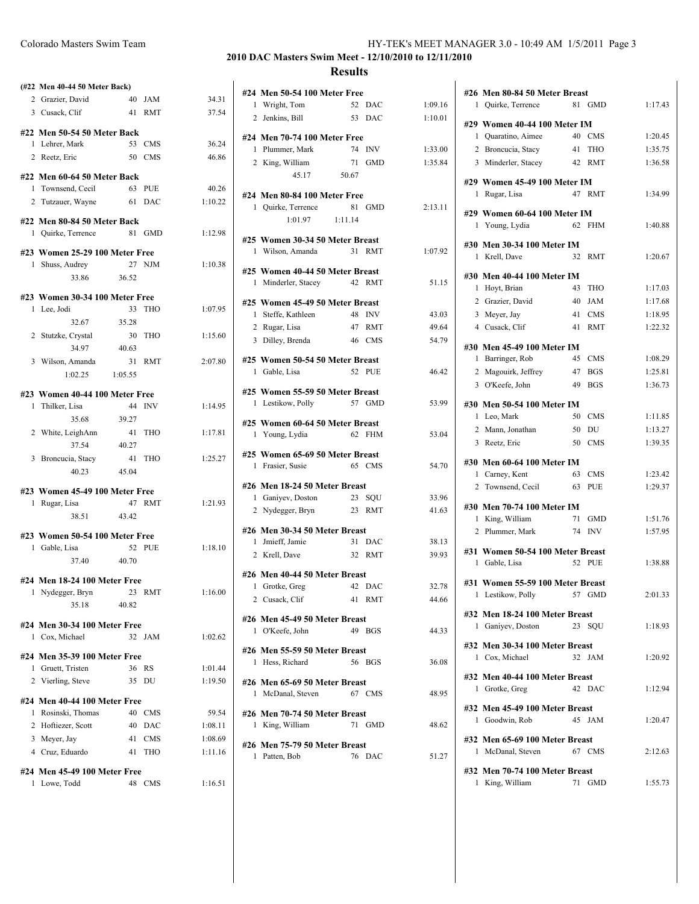## 2010 DAC Masters Swim Meet - 12/10/2010 to 12/11/2010

## Results

**(#22 Men 40-44 50 Meter Back)**

| Place | Name | Age | Team | Time |
|---|---|---|---|---|
| 2 | Grazier, David | 40 | JAM | 34.31 |
| 3 | Cusack, Clif | 41 | RMT | 37.54 |

**#22 Men 50-54 50 Meter Back**

| Place | Name | Age | Team | Time |
|---|---|---|---|---|
| 1 | Lehrer, Mark | 53 | CMS | 36.24 |
| 2 | Reetz, Eric | 50 | CMS | 46.86 |

**#22 Men 60-64 50 Meter Back**

| Place | Name | Age | Team | Time |
|---|---|---|---|---|
| 1 | Townsend, Cecil | 63 | PUE | 40.26 |
| 2 | Tutzauer, Wayne | 61 | DAC | 1:10.22 |

**#22 Men 80-84 50 Meter Back**

| Place | Name | Age | Team | Time |
|---|---|---|---|---|
| 1 | Quirke, Terrence | 81 | GMD | 1:12.98 |

**#23 Women 25-29 100 Meter Free**

| Place | Name | Age | Team | Time |
|---|---|---|---|---|
| 1 | Shuss, Audrey | 27 | NJM | 1:10.38 |
| | 33.86 | 36.52 | | |

**#23 Women 30-34 100 Meter Free**

| Place | Name | Age | Team | Time |
|---|---|---|---|---|
| 1 | Lee, Jodi | 33 | THO | 1:07.95 |
| | 32.67 | 35.28 | | |
| 2 | Stutzke, Crystal | 30 | THO | 1:15.60 |
| | 34.97 | 40.63 | | |
| 3 | Wilson, Amanda | 31 | RMT | 2:07.80 |
| | 1:02.25 | 1:05.55 | | |

**#23 Women 40-44 100 Meter Free**

| Place | Name | Age | Team | Time |
|---|---|---|---|---|
| 1 | Thilker, Lisa | 44 | INV | 1:14.95 |
| | 35.68 | 39.27 | | |
| 2 | White, LeighAnn | 41 | THO | 1:17.81 |
| | 37.54 | 40.27 | | |
| 3 | Broncucia, Stacy | 41 | THO | 1:25.27 |
| | 40.23 | 45.04 | | |

**#23 Women 45-49 100 Meter Free**

| Place | Name | Age | Team | Time |
|---|---|---|---|---|
| 1 | Rugar, Lisa | 47 | RMT | 1:21.93 |
| | 38.51 | 43.42 | | |

**#23 Women 50-54 100 Meter Free**

| Place | Name | Age | Team | Time |
|---|---|---|---|---|
| 1 | Gable, Lisa | 52 | PUE | 1:18.10 |
| | 37.40 | 40.70 | | |

**#24 Men 18-24 100 Meter Free**

| Place | Name | Age | Team | Time |
|---|---|---|---|---|
| 1 | Nydegger, Bryn | 23 | RMT | 1:16.00 |
| | 35.18 | 40.82 | | |

**#24 Men 30-34 100 Meter Free**

| Place | Name | Age | Team | Time |
|---|---|---|---|---|
| 1 | Cox, Michael | 32 | JAM | 1:02.62 |

**#24 Men 35-39 100 Meter Free**

| Place | Name | Age | Team | Time |
|---|---|---|---|---|
| 1 | Gruett, Tristen | 36 | RS | 1:01.44 |
| 2 | Vierling, Steve | 35 | DU | 1:19.50 |

**#24 Men 40-44 100 Meter Free**

| Place | Name | Age | Team | Time |
|---|---|---|---|---|
| 1 | Rosinski, Thomas | 40 | CMS | 59.54 |
| 2 | Hoftiezer, Scott | 40 | DAC | 1:08.11 |
| 3 | Meyer, Jay | 41 | CMS | 1:08.69 |
| 4 | Cruz, Eduardo | 41 | THO | 1:11.16 |

**#24 Men 45-49 100 Meter Free**

| Place | Name | Age | Team | Time |
|---|---|---|---|---|
| 1 | Lowe, Todd | 48 | CMS | 1:16.51 |

**#24 Men 50-54 100 Meter Free**

| Place | Name | Age | Team | Time |
|---|---|---|---|---|
| 1 | Wright, Tom | 52 | DAC | 1:09.16 |
| 2 | Jenkins, Bill | 53 | DAC | 1:10.01 |

**#24 Men 70-74 100 Meter Free**

| Place | Name | Age | Team | Time |
|---|---|---|---|---|
| 1 | Plummer, Mark | 74 | INV | 1:33.00 |
| 2 | King, William | 71 | GMD | 1:35.84 |
| | 45.17 | 50.67 | | |

**#24 Men 80-84 100 Meter Free**

| Place | Name | Age | Team | Time |
|---|---|---|---|---|
| 1 | Quirke, Terrence | 81 | GMD | 2:13.11 |
| | 1:01.97 | 1:11.14 | | |

**#25 Women 30-34 50 Meter Breast**

| Place | Name | Age | Team | Time |
|---|---|---|---|---|
| 1 | Wilson, Amanda | 31 | RMT | 1:07.92 |

**#25 Women 40-44 50 Meter Breast**

| Place | Name | Age | Team | Time |
|---|---|---|---|---|
| 1 | Minderler, Stacey | 42 | RMT | 51.15 |

**#25 Women 45-49 50 Meter Breast**

| Place | Name | Age | Team | Time |
|---|---|---|---|---|
| 1 | Steffe, Kathleen | 48 | INV | 43.03 |
| 2 | Rugar, Lisa | 47 | RMT | 49.64 |
| 3 | Dilley, Brenda | 46 | CMS | 54.79 |

**#25 Women 50-54 50 Meter Breast**

| Place | Name | Age | Team | Time |
|---|---|---|---|---|
| 1 | Gable, Lisa | 52 | PUE | 46.42 |

**#25 Women 55-59 50 Meter Breast**

| Place | Name | Age | Team | Time |
|---|---|---|---|---|
| 1 | Lestikow, Polly | 57 | GMD | 53.99 |

**#25 Women 60-64 50 Meter Breast**

| Place | Name | Age | Team | Time |
|---|---|---|---|---|
| 1 | Young, Lydia | 62 | FHM | 53.04 |

**#25 Women 65-69 50 Meter Breast**

| Place | Name | Age | Team | Time |
|---|---|---|---|---|
| 1 | Frasier, Susie | 65 | CMS | 54.70 |

**#26 Men 18-24 50 Meter Breast**

| Place | Name | Age | Team | Time |
|---|---|---|---|---|
| 1 | Ganiyev, Doston | 23 | SQU | 33.96 |
| 2 | Nydegger, Bryn | 23 | RMT | 41.63 |

**#26 Men 30-34 50 Meter Breast**

| Place | Name | Age | Team | Time |
|---|---|---|---|---|
| 1 | Jmieff, Jamie | 31 | DAC | 38.13 |
| 2 | Krell, Dave | 32 | RMT | 39.93 |

**#26 Men 40-44 50 Meter Breast**

| Place | Name | Age | Team | Time |
|---|---|---|---|---|
| 1 | Grotke, Greg | 42 | DAC | 32.78 |
| 2 | Cusack, Clif | 41 | RMT | 44.66 |

**#26 Men 45-49 50 Meter Breast**

| Place | Name | Age | Team | Time |
|---|---|---|---|---|
| 1 | O'Keefe, John | 49 | BGS | 44.33 |

**#26 Men 55-59 50 Meter Breast**

| Place | Name | Age | Team | Time |
|---|---|---|---|---|
| 1 | Hess, Richard | 56 | BGS | 36.08 |

**#26 Men 65-69 50 Meter Breast**

| Place | Name | Age | Team | Time |
|---|---|---|---|---|
| 1 | McDanal, Steven | 67 | CMS | 48.95 |

**#26 Men 70-74 50 Meter Breast**

| Place | Name | Age | Team | Time |
|---|---|---|---|---|
| 1 | King, William | 71 | GMD | 48.62 |

**#26 Men 75-79 50 Meter Breast**

| Place | Name | Age | Team | Time |
|---|---|---|---|---|
| 1 | Patten, Bob | 76 | DAC | 51.27 |

**#26 Men 80-84 50 Meter Breast**

| Place | Name | Age | Team | Time |
|---|---|---|---|---|
| 1 | Quirke, Terrence | 81 | GMD | 1:17.43 |

**#29 Women 40-44 100 Meter IM**

| Place | Name | Age | Team | Time |
|---|---|---|---|---|
| 1 | Quaratino, Aimee | 40 | CMS | 1:20.45 |
| 2 | Broncucia, Stacy | 41 | THO | 1:35.75 |
| 3 | Minderler, Stacey | 42 | RMT | 1:36.58 |

**#29 Women 45-49 100 Meter IM**

| Place | Name | Age | Team | Time |
|---|---|---|---|---|
| 1 | Rugar, Lisa | 47 | RMT | 1:34.99 |

**#29 Women 60-64 100 Meter IM**

| Place | Name | Age | Team | Time |
|---|---|---|---|---|
| 1 | Young, Lydia | 62 | FHM | 1:40.88 |

**#30 Men 30-34 100 Meter IM**

| Place | Name | Age | Team | Time |
|---|---|---|---|---|
| 1 | Krell, Dave | 32 | RMT | 1:20.67 |

**#30 Men 40-44 100 Meter IM**

| Place | Name | Age | Team | Time |
|---|---|---|---|---|
| 1 | Hoyt, Brian | 43 | THO | 1:17.03 |
| 2 | Grazier, David | 40 | JAM | 1:17.68 |
| 3 | Meyer, Jay | 41 | CMS | 1:18.95 |
| 4 | Cusack, Clif | 41 | RMT | 1:22.32 |

**#30 Men 45-49 100 Meter IM**

| Place | Name | Age | Team | Time |
|---|---|---|---|---|
| 1 | Barringer, Rob | 45 | CMS | 1:08.29 |
| 2 | Magouirk, Jeffrey | 47 | BGS | 1:25.81 |
| 3 | O'Keefe, John | 49 | BGS | 1:36.73 |

**#30 Men 50-54 100 Meter IM**

| Place | Name | Age | Team | Time |
|---|---|---|---|---|
| 1 | Leo, Mark | 50 | CMS | 1:11.85 |
| 2 | Mann, Jonathan | 50 | DU | 1:13.27 |
| 3 | Reetz, Eric | 50 | CMS | 1:39.35 |

**#30 Men 60-64 100 Meter IM**

| Place | Name | Age | Team | Time |
|---|---|---|---|---|
| 1 | Carney, Kent | 63 | CMS | 1:23.42 |
| 2 | Townsend, Cecil | 63 | PUE | 1:29.37 |

**#30 Men 70-74 100 Meter IM**

| Place | Name | Age | Team | Time |
|---|---|---|---|---|
| 1 | King, William | 71 | GMD | 1:51.76 |
| 2 | Plummer, Mark | 74 | INV | 1:57.95 |

**#31 Women 50-54 100 Meter Breast**

| Place | Name | Age | Team | Time |
|---|---|---|---|---|
| 1 | Gable, Lisa | 52 | PUE | 1:38.88 |

**#31 Women 55-59 100 Meter Breast**

| Place | Name | Age | Team | Time |
|---|---|---|---|---|
| 1 | Lestikow, Polly | 57 | GMD | 2:01.33 |

**#32 Men 18-24 100 Meter Breast**

| Place | Name | Age | Team | Time |
|---|---|---|---|---|
| 1 | Ganiyev, Doston | 23 | SQU | 1:18.93 |

**#32 Men 30-34 100 Meter Breast**

| Place | Name | Age | Team | Time |
|---|---|---|---|---|
| 1 | Cox, Michael | 32 | JAM | 1:20.92 |

**#32 Men 40-44 100 Meter Breast**

| Place | Name | Age | Team | Time |
|---|---|---|---|---|
| 1 | Grotke, Greg | 42 | DAC | 1:12.94 |

**#32 Men 45-49 100 Meter Breast**

| Place | Name | Age | Team | Time |
|---|---|---|---|---|
| 1 | Goodwin, Rob | 45 | JAM | 1:20.47 |

**#32 Men 65-69 100 Meter Breast**

| Place | Name | Age | Team | Time |
|---|---|---|---|---|
| 1 | McDanal, Steven | 67 | CMS | 2:12.63 |

**#32 Men 70-74 100 Meter Breast**

| Place | Name | Age | Team | Time |
|---|---|---|---|---|
| 1 | King, William | 71 | GMD | 1:55.73 |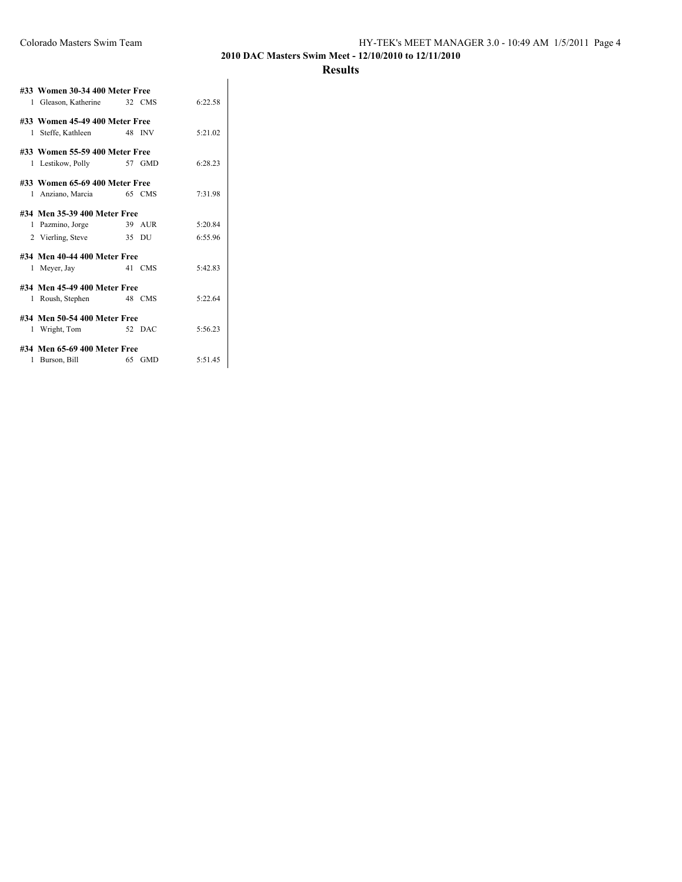## 2010 DAC Masters Swim Meet - 12/10/2010 to 12/11/2010

## Results

**#33 Women 30-34 400 Meter Free**

| | | | | |
|---|---|---|---|---|
| 1 | Gleason, Katherine | 32 | CMS | 6:22.58 |

**#33 Women 45-49 400 Meter Free**

| | | | | |
|---|---|---|---|---|
| 1 | Steffe, Kathleen | 48 | INV | 5:21.02 |

**#33 Women 55-59 400 Meter Free**

| | | | | |
|---|---|---|---|---|
| 1 | Lestikow, Polly | 57 | GMD | 6:28.23 |

**#33 Women 65-69 400 Meter Free**

| | | | | |
|---|---|---|---|---|
| 1 | Anziano, Marcia | 65 | CMS | 7:31.98 |

**#34 Men 35-39 400 Meter Free**

| | | | | |
|---|---|---|---|---|
| 1 | Pazmino, Jorge | 39 | AUR | 5:20.84 |
| 2 | Vierling, Steve | 35 | DU | 6:55.96 |

**#34 Men 40-44 400 Meter Free**

| | | | | |
|---|---|---|---|---|
| 1 | Meyer, Jay | 41 | CMS | 5:42.83 |

**#34 Men 45-49 400 Meter Free**

| | | | | |
|---|---|---|---|---|
| 1 | Roush, Stephen | 48 | CMS | 5:22.64 |

**#34 Men 50-54 400 Meter Free**

| | | | | |
|---|---|---|---|---|
| 1 | Wright, Tom | 52 | DAC | 5:56.23 |

**#34 Men 65-69 400 Meter Free**

| | | | | |
|---|---|---|---|---|
| 1 | Burson, Bill | 65 | GMD | 5:51.45 |